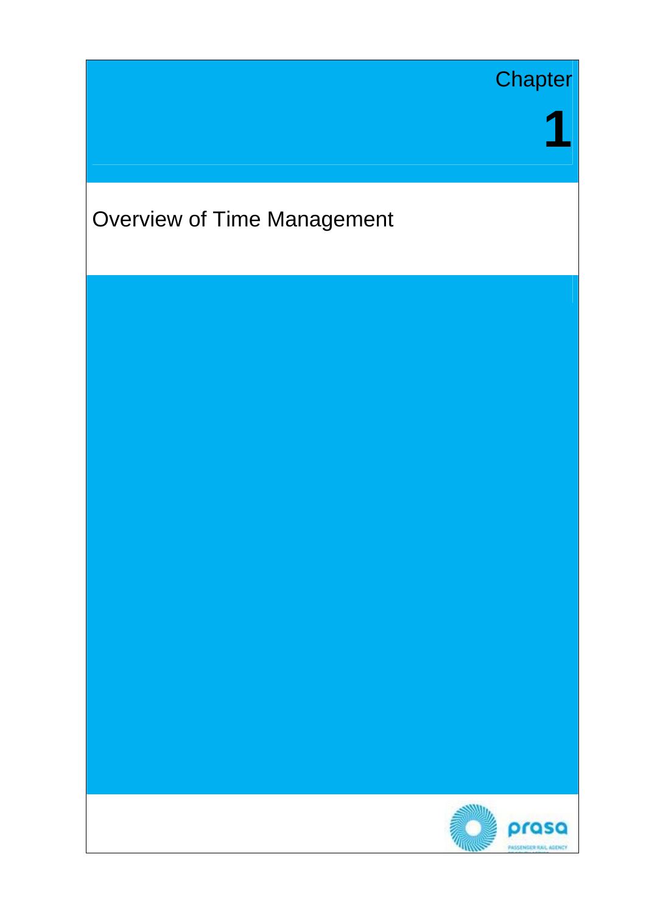Chapter

# 1

# Overview of Time Management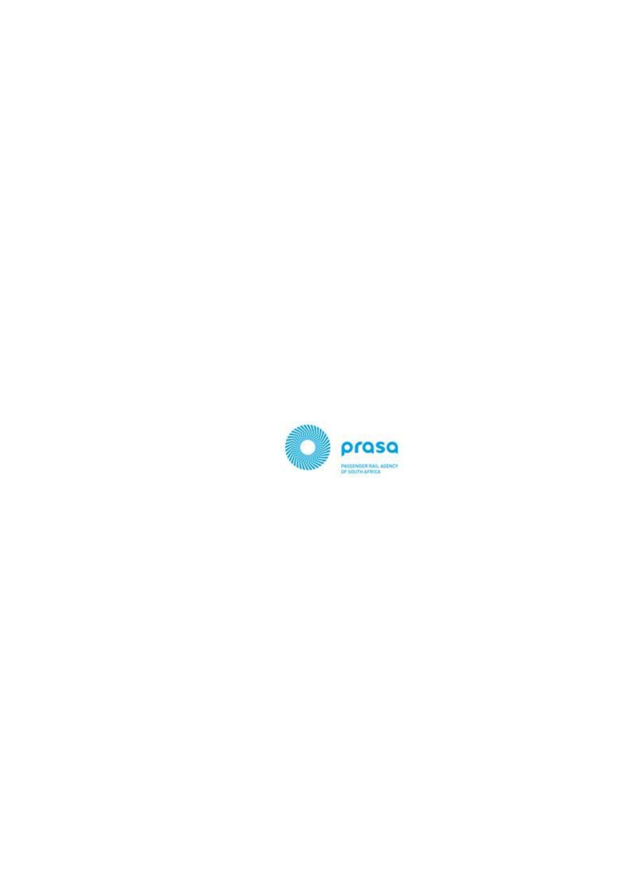prasa

PASSENGER RAIL AGENCY
OF SOUTH AFRICA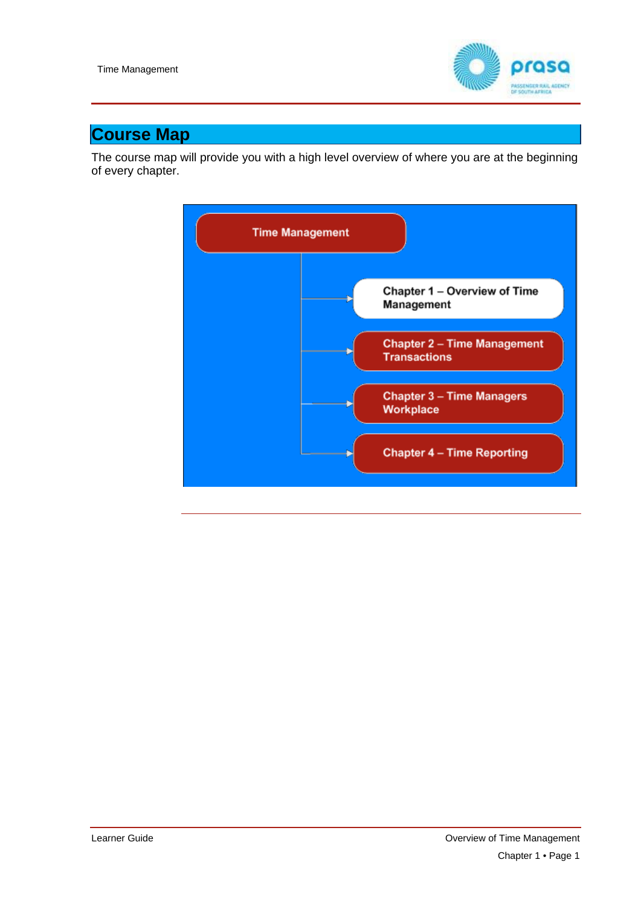## Course Map

The course map will provide you with a high level overview of where you are at the beginning of every chapter.

- Time Management
  - Chapter 1 – Overview of Time Management
  - Chapter 2 – Time Management Transactions
  - Chapter 3 – Time Managers Workplace
  - Chapter 4 – Time Reporting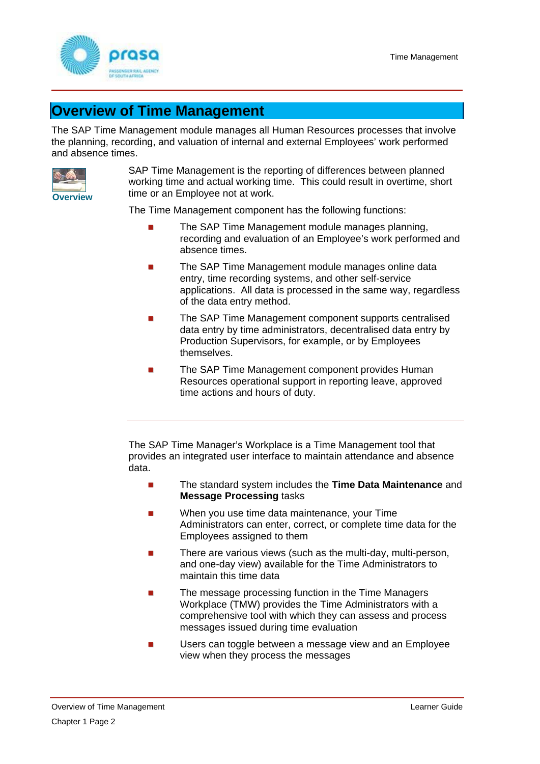# Overview of Time Management

The SAP Time Management module manages all Human Resources processes that involve the planning, recording, and valuation of internal and external Employees' work performed and absence times.

**Overview**

SAP Time Management is the reporting of differences between planned working time and actual working time. This could result in overtime, short time or an Employee not at work.

The Time Management component has the following functions:

- The SAP Time Management module manages planning, recording and evaluation of an Employee's work performed and absence times.
- The SAP Time Management module manages online data entry, time recording systems, and other self-service applications. All data is processed in the same way, regardless of the data entry method.
- The SAP Time Management component supports centralised data entry by time administrators, decentralised data entry by Production Supervisors, for example, or by Employees themselves.
- The SAP Time Management component provides Human Resources operational support in reporting leave, approved time actions and hours of duty.

---

The SAP Time Manager's Workplace is a Time Management tool that provides an integrated user interface to maintain attendance and absence data.

- The standard system includes the **Time Data Maintenance** and **Message Processing** tasks
- When you use time data maintenance, your Time Administrators can enter, correct, or complete time data for the Employees assigned to them
- There are various views (such as the multi-day, multi-person, and one-day view) available for the Time Administrators to maintain this time data
- The message processing function in the Time Managers Workplace (TMW) provides the Time Administrators with a comprehensive tool with which they can assess and process messages issued during time evaluation
- Users can toggle between a message view and an Employee view when they process the messages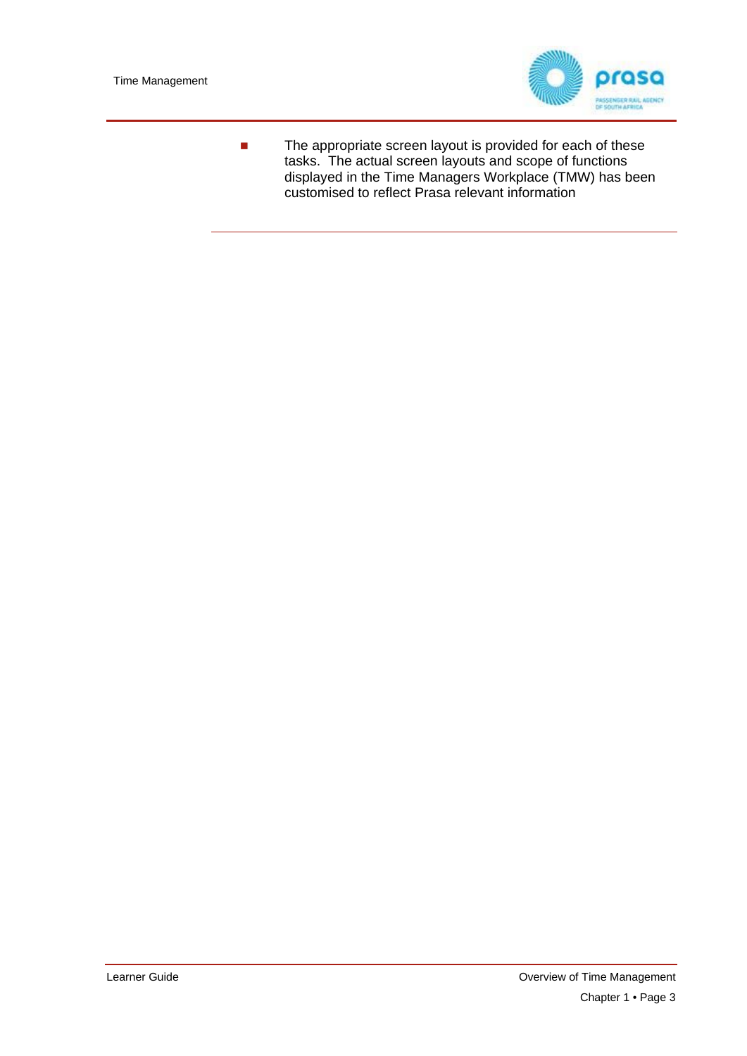- The appropriate screen layout is provided for each of these tasks. The actual screen layouts and scope of functions displayed in the Time Managers Workplace (TMW) has been customised to reflect Prasa relevant information

---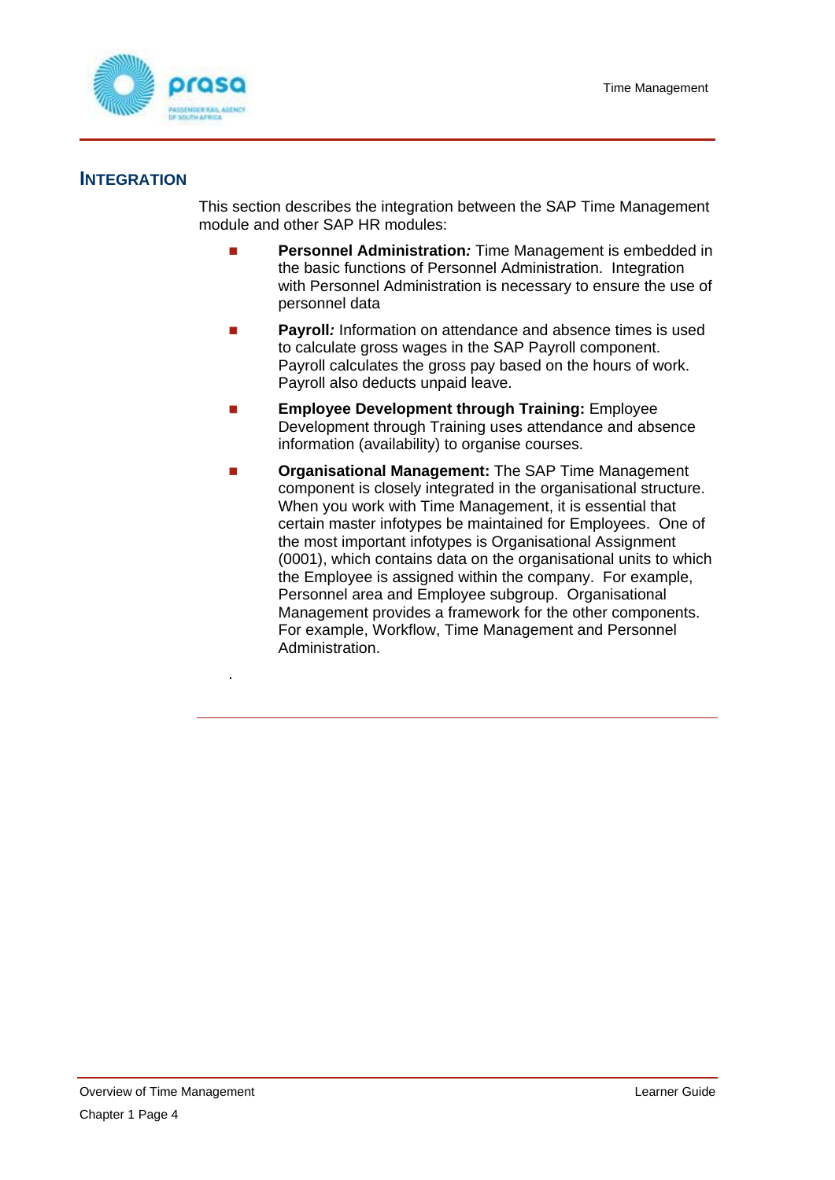## INTEGRATION

This section describes the integration between the SAP Time Management module and other SAP HR modules:

- **Personnel Administration*:*** Time Management is embedded in the basic functions of Personnel Administration. Integration with Personnel Administration is necessary to ensure the use of personnel data
- **Payroll*:*** Information on attendance and absence times is used to calculate gross wages in the SAP Payroll component. Payroll calculates the gross pay based on the hours of work. Payroll also deducts unpaid leave.
- **Employee Development through Training:** Employee Development through Training uses attendance and absence information (availability) to organise courses.
- **Organisational Management:** The SAP Time Management component is closely integrated in the organisational structure. When you work with Time Management, it is essential that certain master infotypes be maintained for Employees. One of the most important infotypes is Organisational Assignment (0001), which contains data on the organisational units to which the Employee is assigned within the company. For example, Personnel area and Employee subgroup. Organisational Management provides a framework for the other components. For example, Workflow, Time Management and Personnel Administration.

.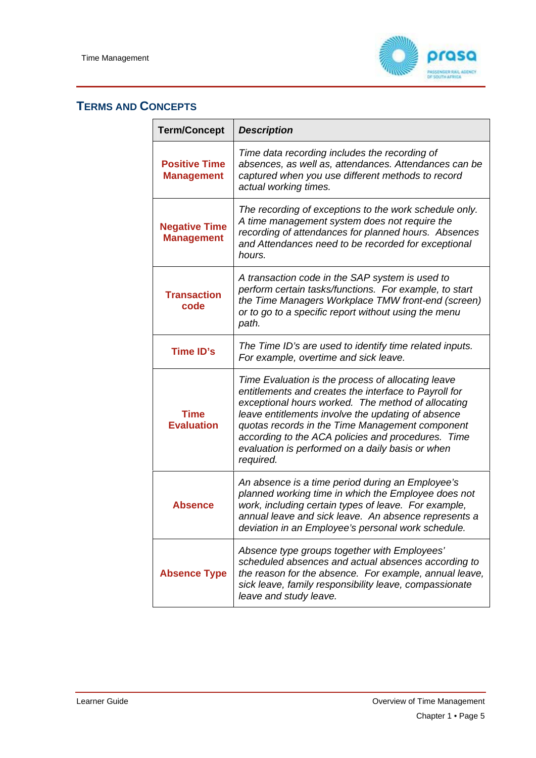## TERMS AND CONCEPTS

| Term/Concept | *Description* |
|---|---|
| **Positive Time Management** | *Time data recording includes the recording of absences, as well as, attendances. Attendances can be captured when you use different methods to record actual working times.* |
| **Negative Time Management** | *The recording of exceptions to the work schedule only. A time management system does not require the recording of attendances for planned hours. Absences and Attendances need to be recorded for exceptional hours.* |
| **Transaction code** | *A transaction code in the SAP system is used to perform certain tasks/functions. For example, to start the Time Managers Workplace TMW front-end (screen) or to go to a specific report without using the menu path.* |
| **Time ID's** | *The Time ID's are used to identify time related inputs. For example, overtime and sick leave.* |
| **Time Evaluation** | *Time Evaluation is the process of allocating leave entitlements and creates the interface to Payroll for exceptional hours worked. The method of allocating leave entitlements involve the updating of absence quotas records in the Time Management component according to the ACA policies and procedures. Time evaluation is performed on a daily basis or when required.* |
| **Absence** | *An absence is a time period during an Employee's planned working time in which the Employee does not work, including certain types of leave. For example, annual leave and sick leave. An absence represents a deviation in an Employee's personal work schedule.* |
| **Absence Type** | *Absence type groups together with Employees' scheduled absences and actual absences according to the reason for the absence. For example, annual leave, sick leave, family responsibility leave, compassionate leave and study leave.* |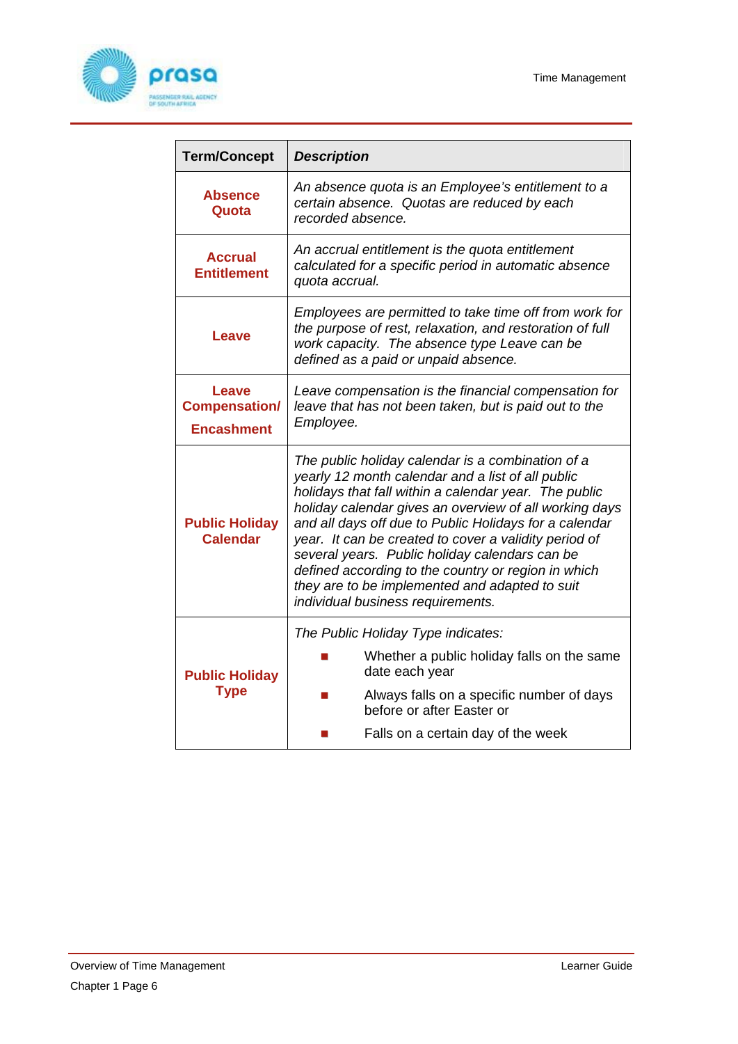| Term/Concept | *Description* |
|---|---|
| **Absence Quota** | *An absence quota is an Employee's entitlement to a certain absence. Quotas are reduced by each recorded absence.* |
| **Accrual Entitlement** | *An accrual entitlement is the quota entitlement calculated for a specific period in automatic absence quota accrual.* |
| **Leave** | *Employees are permitted to take time off from work for the purpose of rest, relaxation, and restoration of full work capacity. The absence type Leave can be defined as a paid or unpaid absence.* |
| **Leave Compensation/ Encashment** | *Leave compensation is the financial compensation for leave that has not been taken, but is paid out to the Employee.* |
| **Public Holiday Calendar** | *The public holiday calendar is a combination of a yearly 12 month calendar and a list of all public holidays that fall within a calendar year. The public holiday calendar gives an overview of all working days and all days off due to Public Holidays for a calendar year. It can be created to cover a validity period of several years. Public holiday calendars can be defined according to the country or region in which they are to be implemented and adapted to suit individual business requirements.* |
| **Public Holiday Type** | *The Public Holiday Type indicates:* <br> - Whether a public holiday falls on the same date each year <br> - Always falls on a specific number of days before or after Easter or <br> - Falls on a certain day of the week |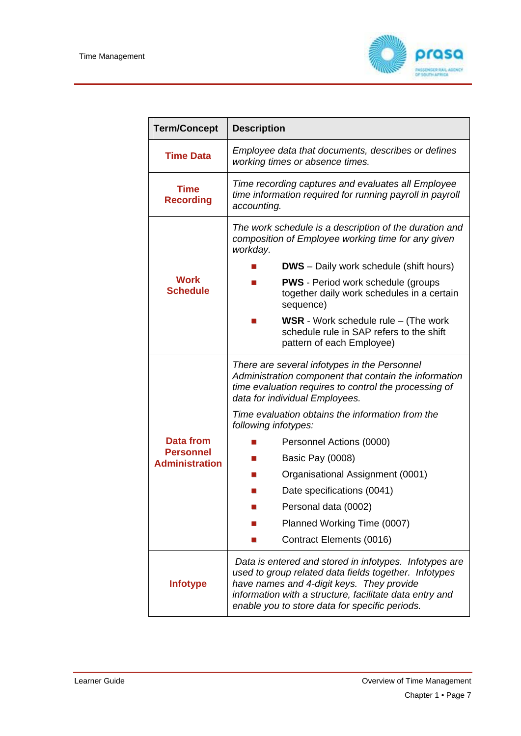| Term/Concept | Description |
|---|---|
| **Time Data** | *Employee data that documents, describes or defines working times or absence times.* |
| **Time Recording** | *Time recording captures and evaluates all Employee time information required for running payroll in payroll accounting.* |
| **Work Schedule** | *The work schedule is a description of the duration and composition of Employee working time for any given workday.*<br>▪ **DWS** – Daily work schedule (shift hours)<br>▪ **PWS** - Period work schedule (groups together daily work schedules in a certain sequence)<br>▪ **WSR** - Work schedule rule – (The work schedule rule in SAP refers to the shift pattern of each Employee) |
| **Data from Personnel Administration** | *There are several infotypes in the Personnel Administration component that contain the information time evaluation requires to control the processing of data for individual Employees.*<br>*Time evaluation obtains the information from the following infotypes:*<br>▪ Personnel Actions (0000)<br>▪ Basic Pay (0008)<br>▪ Organisational Assignment (0001)<br>▪ Date specifications (0041)<br>▪ Personal data (0002)<br>▪ Planned Working Time (0007)<br>▪ Contract Elements (0016) |
| **Infotype** | *Data is entered and stored in infotypes. Infotypes are used to group related data fields together. Infotypes have names and 4-digit keys. They provide information with a structure, facilitate data entry and enable you to store data for specific periods.* |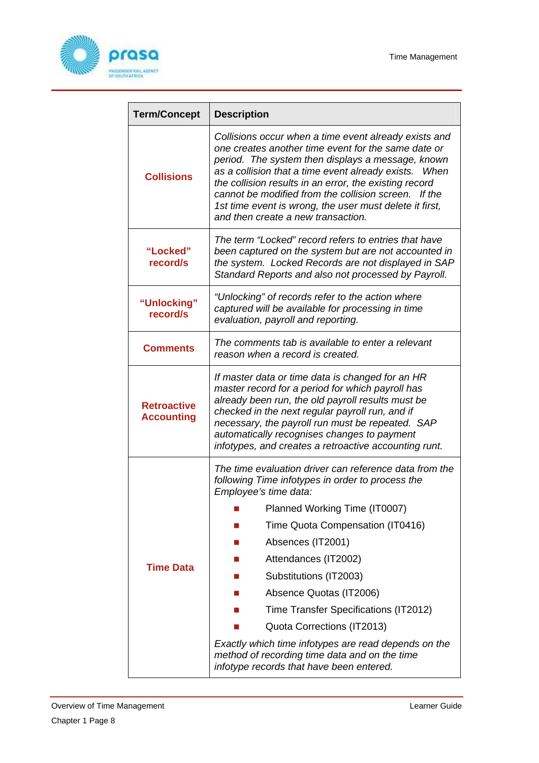| Term/Concept | Description |
| --- | --- |
| **Collisions** | *Collisions occur when a time event already exists and one creates another time event for the same date or period. The system then displays a message, known as a collision that a time event already exists. When the collision results in an error, the existing record cannot be modified from the collision screen. If the 1st time event is wrong, the user must delete it first, and then create a new transaction.* |
| **"Locked" record/s** | *The term "Locked" record refers to entries that have been captured on the system but are not accounted in the system. Locked Records are not displayed in SAP Standard Reports and also not processed by Payroll.* |
| **"Unlocking" record/s** | *"Unlocking" of records refer to the action where captured will be available for processing in time evaluation, payroll and reporting.* |
| **Comments** | *The comments tab is available to enter a relevant reason when a record is created.* |
| **Retroactive Accounting** | *If master data or time data is changed for an HR master record for a period for which payroll has already been run, the old payroll results must be checked in the next regular payroll run, and if necessary, the payroll run must be repeated. SAP automatically recognises changes to payment infotypes, and creates a retroactive accounting runt.* |
| **Time Data** | *The time evaluation driver can reference data from the following Time infotypes in order to process the Employee's time data:*<br>- Planned Working Time (IT0007)<br>- Time Quota Compensation (IT0416)<br>- Absences (IT2001)<br>- Attendances (IT2002)<br>- Substitutions (IT2003)<br>- Absence Quotas (IT2006)<br>- Time Transfer Specifications (IT2012)<br>- Quota Corrections (IT2013)<br><br>*Exactly which time infotypes are read depends on the method of recording time data and on the time infotype records that have been entered.* |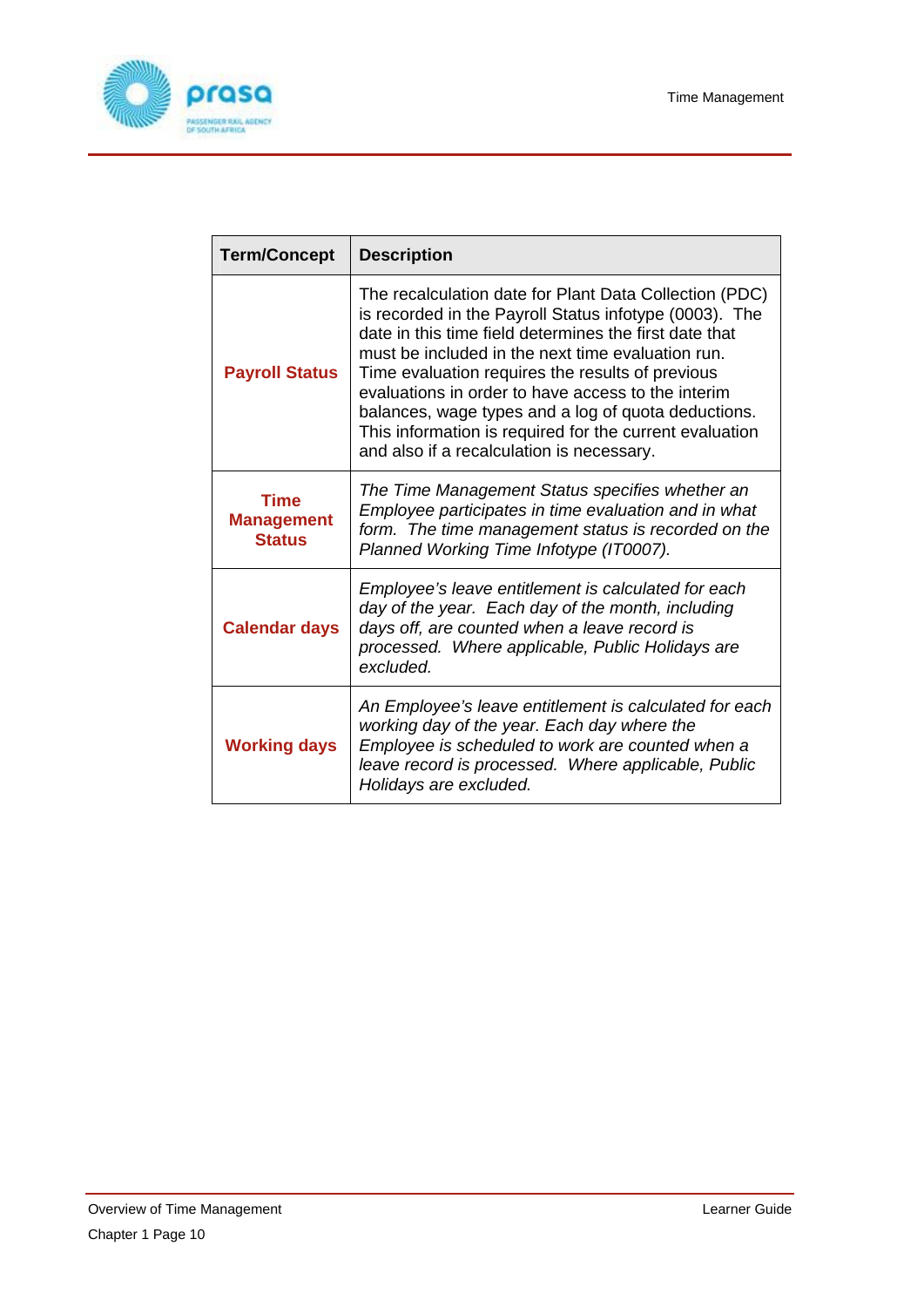| Term/Concept | Description |
|---|---|
| **Payroll Status** | The recalculation date for Plant Data Collection (PDC) is recorded in the Payroll Status infotype (0003). The date in this time field determines the first date that must be included in the next time evaluation run. Time evaluation requires the results of previous evaluations in order to have access to the interim balances, wage types and a log of quota deductions. This information is required for the current evaluation and also if a recalculation is necessary. |
| **Time Management Status** | *The Time Management Status specifies whether an Employee participates in time evaluation and in what form. The time management status is recorded on the Planned Working Time Infotype (IT0007).* |
| **Calendar days** | *Employee's leave entitlement is calculated for each day of the year. Each day of the month, including days off, are counted when a leave record is processed. Where applicable, Public Holidays are excluded.* |
| **Working days** | *An Employee's leave entitlement is calculated for each working day of the year. Each day where the Employee is scheduled to work are counted when a leave record is processed. Where applicable, Public Holidays are excluded.* |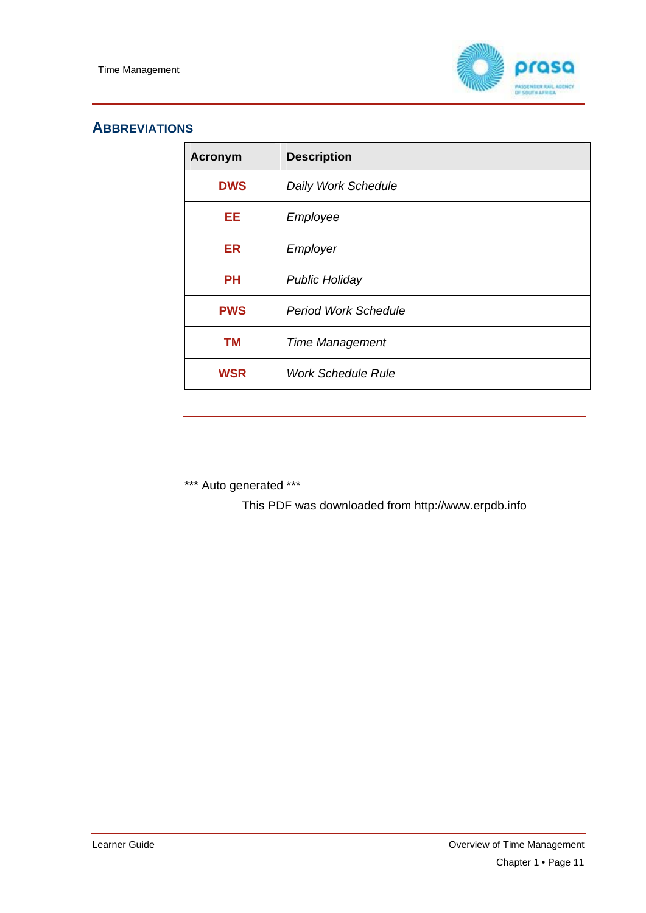## ABBREVIATIONS

| Acronym | Description |
|---|---|
| **DWS** | *Daily Work Schedule* |
| **EE** | *Employee* |
| **ER** | *Employer* |
| **PH** | *Public Holiday* |
| **PWS** | *Period Work Schedule* |
| **TM** | *Time Management* |
| **WSR** | *Work Schedule Rule* |

*** Auto generated ***

This PDF was downloaded from http://www.erpdb.info